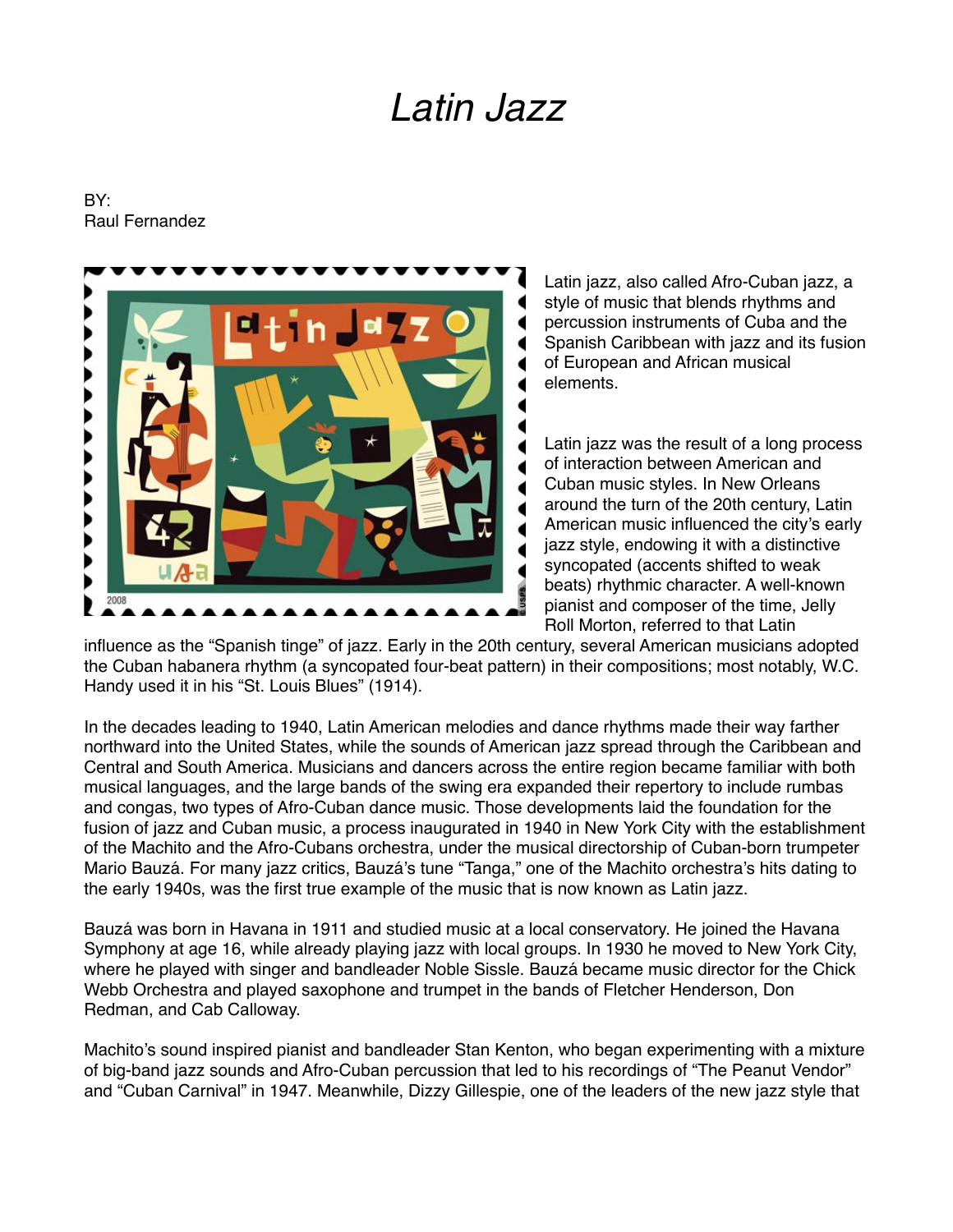# *Latin Jazz*

BY:
Raul Fernandez

Latin jazz, also called Afro-Cuban jazz, a style of music that blends rhythms and percussion instruments of Cuba and the Spanish Caribbean with jazz and its fusion of European and African musical elements.

Latin jazz was the result of a long process of interaction between American and Cuban music styles. In New Orleans around the turn of the 20th century, Latin American music influenced the city's early jazz style, endowing it with a distinctive syncopated (accents shifted to weak beats) rhythmic character. A well-known pianist and composer of the time, Jelly Roll Morton, referred to that Latin influence as the "Spanish tinge" of jazz. Early in the 20th century, several American musicians adopted the Cuban habanera rhythm (a syncopated four-beat pattern) in their compositions; most notably, W.C. Handy used it in his "St. Louis Blues" (1914).

In the decades leading to 1940, Latin American melodies and dance rhythms made their way farther northward into the United States, while the sounds of American jazz spread through the Caribbean and Central and South America. Musicians and dancers across the entire region became familiar with both musical languages, and the large bands of the swing era expanded their repertory to include rumbas and congas, two types of Afro-Cuban dance music. Those developments laid the foundation for the fusion of jazz and Cuban music, a process inaugurated in 1940 in New York City with the establishment of the Machito and the Afro-Cubans orchestra, under the musical directorship of Cuban-born trumpeter Mario Bauzá. For many jazz critics, Bauzá's tune "Tanga," one of the Machito orchestra's hits dating to the early 1940s, was the first true example of the music that is now known as Latin jazz.

Bauzá was born in Havana in 1911 and studied music at a local conservatory. He joined the Havana Symphony at age 16, while already playing jazz with local groups. In 1930 he moved to New York City, where he played with singer and bandleader Noble Sissle. Bauzá became music director for the Chick Webb Orchestra and played saxophone and trumpet in the bands of Fletcher Henderson, Don Redman, and Cab Calloway.

Machito's sound inspired pianist and bandleader Stan Kenton, who began experimenting with a mixture of big-band jazz sounds and Afro-Cuban percussion that led to his recordings of "The Peanut Vendor" and "Cuban Carnival" in 1947. Meanwhile, Dizzy Gillespie, one of the leaders of the new jazz style that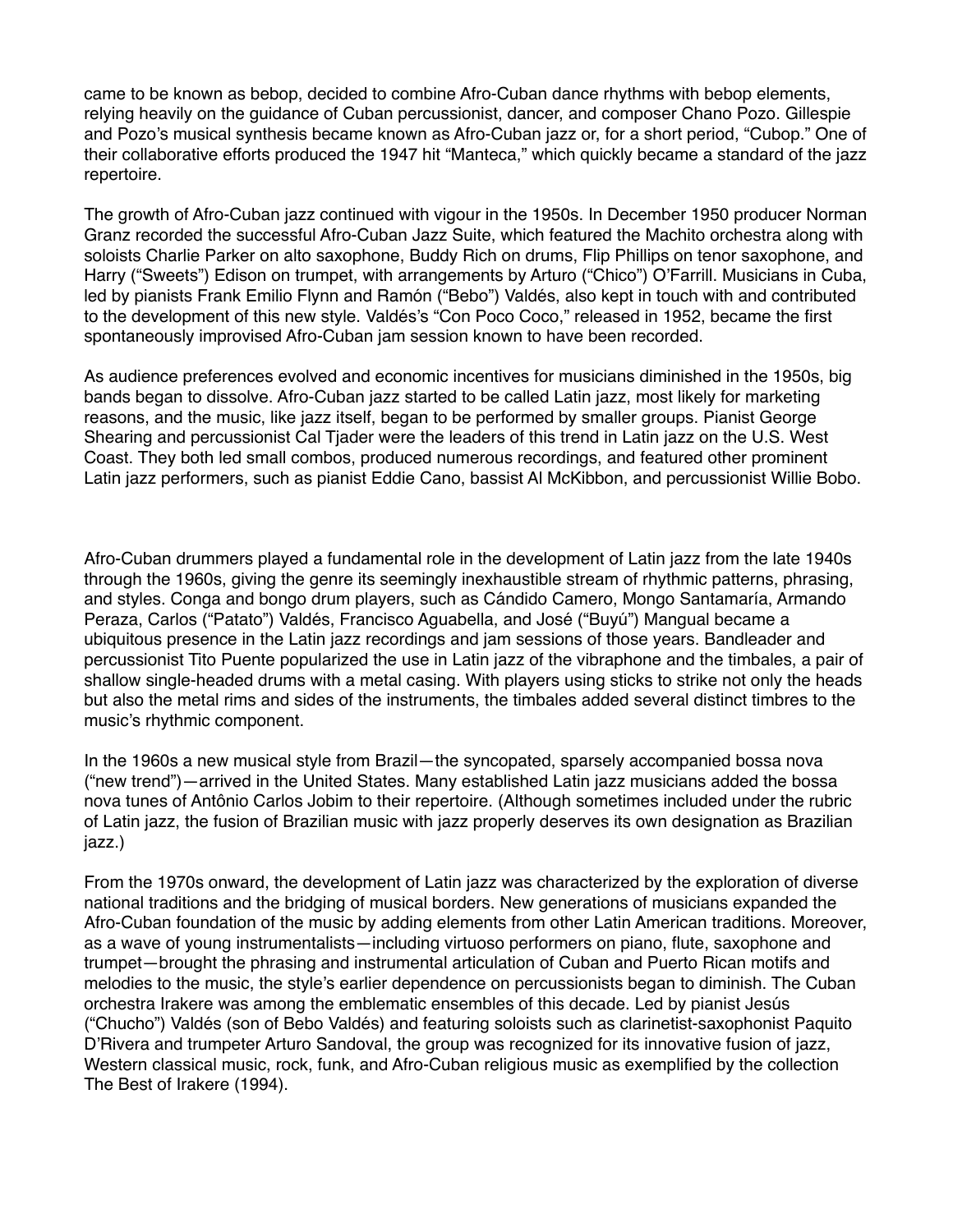came to be known as bebop, decided to combine Afro-Cuban dance rhythms with bebop elements, relying heavily on the guidance of Cuban percussionist, dancer, and composer Chano Pozo. Gillespie and Pozo's musical synthesis became known as Afro-Cuban jazz or, for a short period, "Cubop." One of their collaborative efforts produced the 1947 hit "Manteca," which quickly became a standard of the jazz repertoire.

The growth of Afro-Cuban jazz continued with vigour in the 1950s. In December 1950 producer Norman Granz recorded the successful Afro-Cuban Jazz Suite, which featured the Machito orchestra along with soloists Charlie Parker on alto saxophone, Buddy Rich on drums, Flip Phillips on tenor saxophone, and Harry ("Sweets") Edison on trumpet, with arrangements by Arturo ("Chico") O'Farrill. Musicians in Cuba, led by pianists Frank Emilio Flynn and Ramón ("Bebo") Valdés, also kept in touch with and contributed to the development of this new style. Valdés's "Con Poco Coco," released in 1952, became the first spontaneously improvised Afro-Cuban jam session known to have been recorded.

As audience preferences evolved and economic incentives for musicians diminished in the 1950s, big bands began to dissolve. Afro-Cuban jazz started to be called Latin jazz, most likely for marketing reasons, and the music, like jazz itself, began to be performed by smaller groups. Pianist George Shearing and percussionist Cal Tjader were the leaders of this trend in Latin jazz on the U.S. West Coast. They both led small combos, produced numerous recordings, and featured other prominent Latin jazz performers, such as pianist Eddie Cano, bassist Al McKibbon, and percussionist Willie Bobo.

Afro-Cuban drummers played a fundamental role in the development of Latin jazz from the late 1940s through the 1960s, giving the genre its seemingly inexhaustible stream of rhythmic patterns, phrasing, and styles. Conga and bongo drum players, such as Cándido Camero, Mongo Santamaría, Armando Peraza, Carlos ("Patato") Valdés, Francisco Aguabella, and José ("Buyú") Mangual became a ubiquitous presence in the Latin jazz recordings and jam sessions of those years. Bandleader and percussionist Tito Puente popularized the use in Latin jazz of the vibraphone and the timbales, a pair of shallow single-headed drums with a metal casing. With players using sticks to strike not only the heads but also the metal rims and sides of the instruments, the timbales added several distinct timbres to the music's rhythmic component.

In the 1960s a new musical style from Brazil—the syncopated, sparsely accompanied bossa nova ("new trend")—arrived in the United States. Many established Latin jazz musicians added the bossa nova tunes of Antônio Carlos Jobim to their repertoire. (Although sometimes included under the rubric of Latin jazz, the fusion of Brazilian music with jazz properly deserves its own designation as Brazilian jazz.)

From the 1970s onward, the development of Latin jazz was characterized by the exploration of diverse national traditions and the bridging of musical borders. New generations of musicians expanded the Afro-Cuban foundation of the music by adding elements from other Latin American traditions. Moreover, as a wave of young instrumentalists—including virtuoso performers on piano, flute, saxophone and trumpet—brought the phrasing and instrumental articulation of Cuban and Puerto Rican motifs and melodies to the music, the style's earlier dependence on percussionists began to diminish. The Cuban orchestra Irakere was among the emblematic ensembles of this decade. Led by pianist Jesús ("Chucho") Valdés (son of Bebo Valdés) and featuring soloists such as clarinetist-saxophonist Paquito D'Rivera and trumpeter Arturo Sandoval, the group was recognized for its innovative fusion of jazz, Western classical music, rock, funk, and Afro-Cuban religious music as exemplified by the collection The Best of Irakere (1994).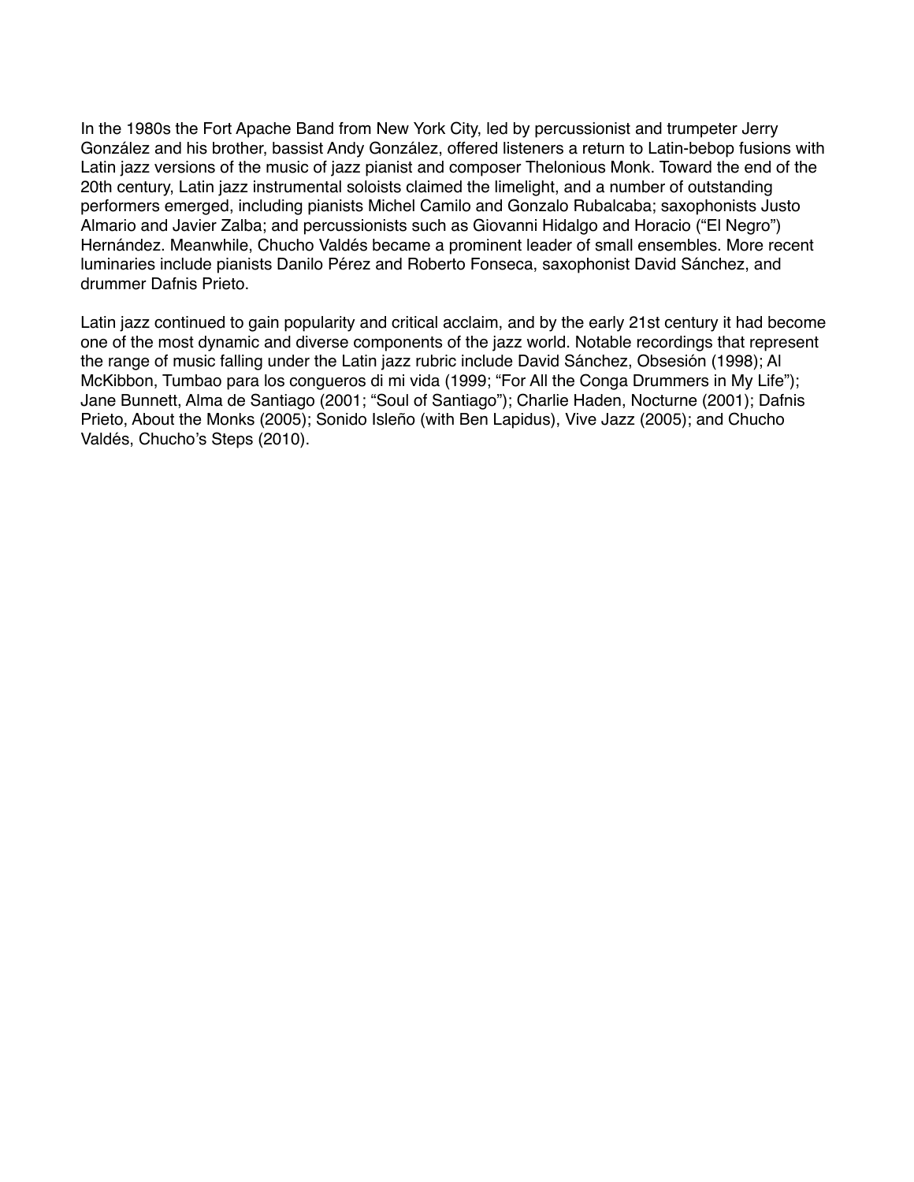In the 1980s the Fort Apache Band from New York City, led by percussionist and trumpeter Jerry González and his brother, bassist Andy González, offered listeners a return to Latin-bebop fusions with Latin jazz versions of the music of jazz pianist and composer Thelonious Monk. Toward the end of the 20th century, Latin jazz instrumental soloists claimed the limelight, and a number of outstanding performers emerged, including pianists Michel Camilo and Gonzalo Rubalcaba; saxophonists Justo Almario and Javier Zalba; and percussionists such as Giovanni Hidalgo and Horacio ("El Negro") Hernández. Meanwhile, Chucho Valdés became a prominent leader of small ensembles. More recent luminaries include pianists Danilo Pérez and Roberto Fonseca, saxophonist David Sánchez, and drummer Dafnis Prieto.

Latin jazz continued to gain popularity and critical acclaim, and by the early 21st century it had become one of the most dynamic and diverse components of the jazz world. Notable recordings that represent the range of music falling under the Latin jazz rubric include David Sánchez, Obsesión (1998); Al McKibbon, Tumbao para los congueros di mi vida (1999; "For All the Conga Drummers in My Life"); Jane Bunnett, Alma de Santiago (2001; "Soul of Santiago"); Charlie Haden, Nocturne (2001); Dafnis Prieto, About the Monks (2005); Sonido Isleño (with Ben Lapidus), Vive Jazz (2005); and Chucho Valdés, Chucho's Steps (2010).